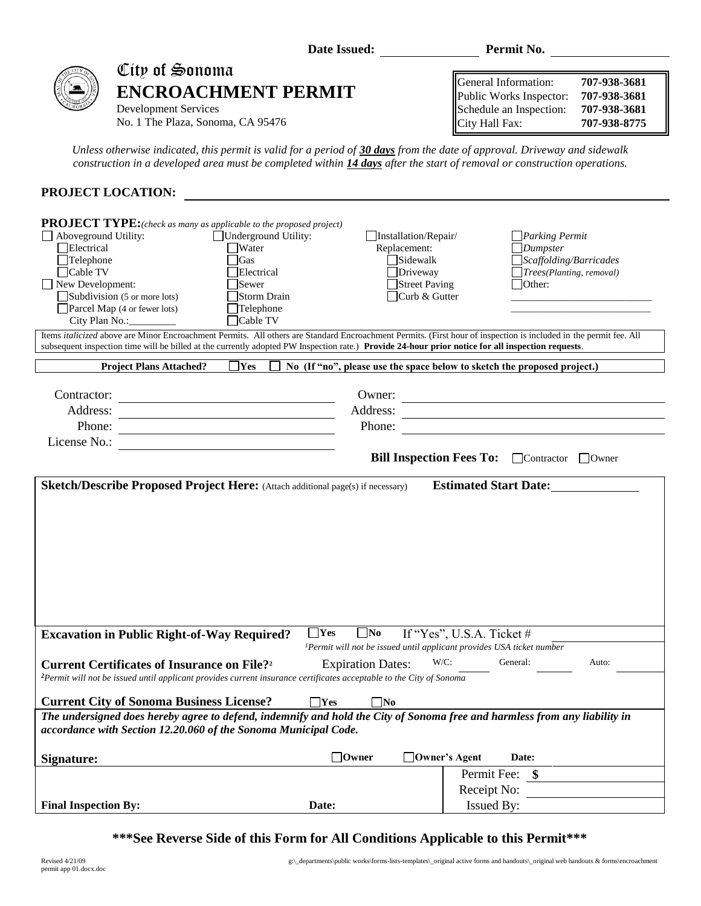**Date Issued:** ______________ **Permit No.** ______________

# City of Sonoma
## ENCROACHMENT PERMIT

Development Services
No. 1 The Plaza, Sonoma, CA 95476

| | |
|---|---|
| General Information: | **707-938-3681** |
| Public Works Inspector: | **707-938-3681** |
| Schedule an Inspection: | **707-938-3681** |
| City Hall Fax: | **707-938-8775** |

*Unless otherwise indicated, this permit is valid for a period of* ***30 days*** *from the date of approval. Driveway and sidewalk construction in a developed area must be completed within* ***14 days*** *after the start of removal or construction operations.*

**PROJECT LOCATION:** ____________________________________________

**PROJECT TYPE:** *(check as many as applicable to the proposed project)*

- ☐ Aboveground Utility:
  - ☐ Electrical
  - ☐ Telephone
  - ☐ Cable TV
- ☐ New Development:
  - ☐ Subdivision (5 or more lots)
  - ☐ Parcel Map (4 or fewer lots)
  - City Plan No.:_________
- ☐ Underground Utility:
  - ☐ Water
  - ☐ Gas
  - ☐ Electrical
  - ☐ Sewer
  - ☐ Storm Drain
  - ☐ Telephone
  - ☐ Cable TV
- ☐ Installation/Repair/ Replacement:
  - ☐ Sidewalk
  - ☐ Driveway
  - ☐ Street Paving
  - ☐ Curb & Gutter
- ☐ *Parking Permit*
- ☐ *Dumpster*
- ☐ *Scaffolding/Barricades*
- ☐ *Trees(Planting, removal)*
- ☐ Other: ____________________________ ____________________________

Items *italicized* above are Minor Encroachment Permits. All others are Standard Encroachment Permits. (First hour of inspection is included in the permit fee. All subsequent inspection time will be billed at the currently adopted PW Inspection rate.) **Provide 24-hour prior notice for all inspection requests**.

**Project Plans Attached?** ☐ **Yes** ☐ **No (If "no", please use the space below to sketch the proposed project.)**

Contractor: ______________________ Owner: ______________________
Address: ______________________ Address: ______________________
Phone: ______________________ Phone: ______________________
License No.: ______________________

**Bill Inspection Fees To:** ☐ Contractor ☐ Owner

**Sketch/Describe Proposed Project Here:** (Attach additional page(s) if necessary) **Estimated Start Date:** ______________

**Excavation in Public Right-of-Way Required?** ☐ **Yes** ☐ **No** If "Yes", U.S.A. Ticket # ______________

*[1] Permit will not be issued until applicant provides USA ticket number*

**Current Certificates of Insurance on File?**[2] Expiration Dates: W/C: ______ General: ______ Auto: ______

***[2]*** *Permit will not be issued until applicant provides current insurance certificates acceptable to the City of Sonoma*

**Current City of Sonoma Business License?** ☐ **Yes** ☐ **No**

***The undersigned does hereby agree to defend, indemnify and hold the City of Sonoma free and harmless from any liability in accordance with Section 12.20.060 of the Sonoma Municipal Code.***

**Signature:** ______________________ ☐ **Owner** ☐ **Owner's Agent** **Date:** ______________

Permit Fee: **$** ______________
Receipt No: ______________

**Final Inspection By:** ______________ **Date:** ______________ Issued By: ______________

**\*\*\*See Reverse Side of this Form for All Conditions Applicable to this Permit\*\*\***

Revised 4/21/09
permit app 01.docx.doc

g:\_departments\public works\forms-lists-templates\_original active forms and handouts\_original web handouts & forms\encroachment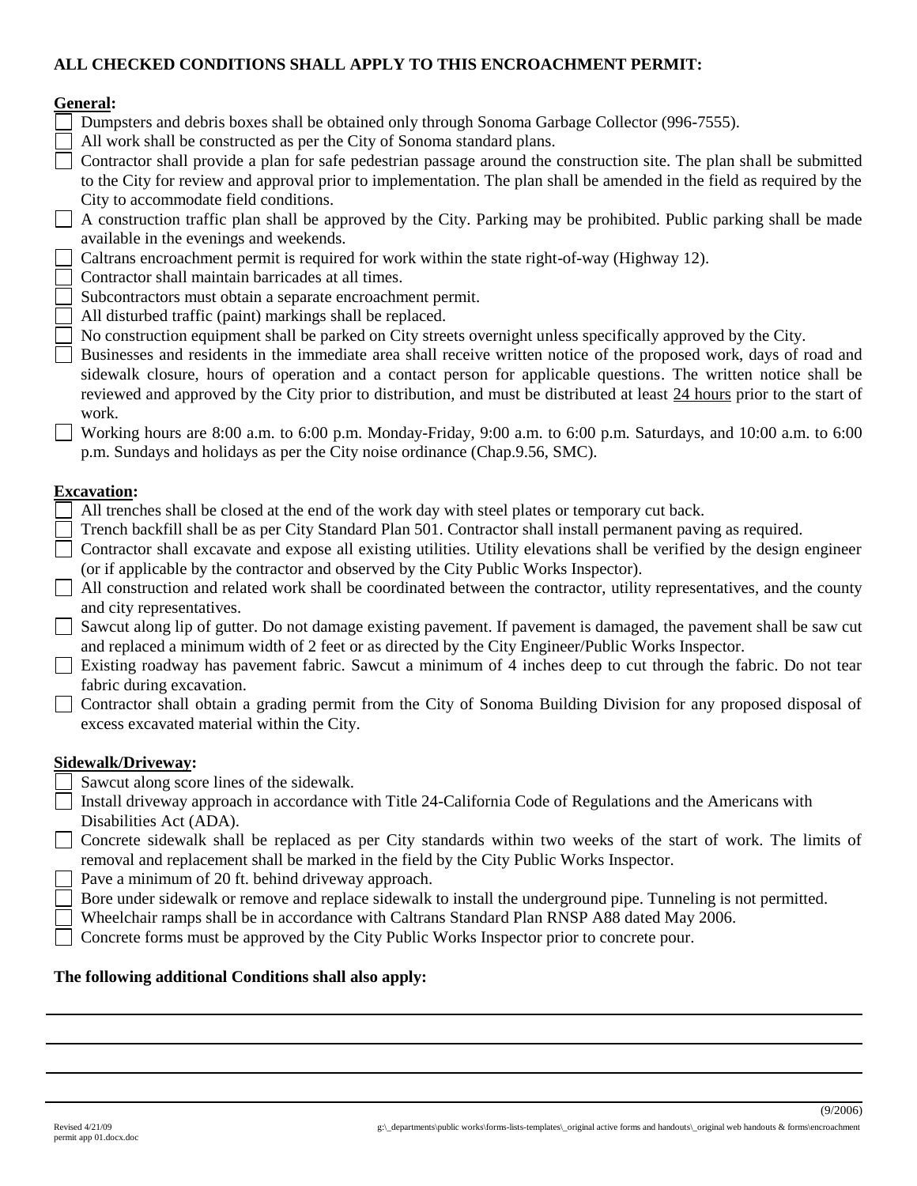**ALL CHECKED CONDITIONS SHALL APPLY TO THIS ENCROACHMENT PERMIT:**

**General:**

- ☐ Dumpsters and debris boxes shall be obtained only through Sonoma Garbage Collector (996-7555).
- ☐ All work shall be constructed as per the City of Sonoma standard plans.
- ☐ Contractor shall provide a plan for safe pedestrian passage around the construction site. The plan shall be submitted to the City for review and approval prior to implementation. The plan shall be amended in the field as required by the City to accommodate field conditions.
- ☐ A construction traffic plan shall be approved by the City. Parking may be prohibited. Public parking shall be made available in the evenings and weekends.
- ☐ Caltrans encroachment permit is required for work within the state right-of-way (Highway 12).
- ☐ Contractor shall maintain barricades at all times.
- ☐ Subcontractors must obtain a separate encroachment permit.
- ☐ All disturbed traffic (paint) markings shall be replaced.
- ☐ No construction equipment shall be parked on City streets overnight unless specifically approved by the City.
- ☐ Businesses and residents in the immediate area shall receive written notice of the proposed work, days of road and sidewalk closure, hours of operation and a contact person for applicable questions. The written notice shall be reviewed and approved by the City prior to distribution, and must be distributed at least 24 hours prior to the start of work.
- ☐ Working hours are 8:00 a.m. to 6:00 p.m. Monday-Friday, 9:00 a.m. to 6:00 p.m. Saturdays, and 10:00 a.m. to 6:00 p.m. Sundays and holidays as per the City noise ordinance (Chap.9.56, SMC).

**Excavation:**

- ☐ All trenches shall be closed at the end of the work day with steel plates or temporary cut back.
- ☐ Trench backfill shall be as per City Standard Plan 501. Contractor shall install permanent paving as required.
- ☐ Contractor shall excavate and expose all existing utilities. Utility elevations shall be verified by the design engineer (or if applicable by the contractor and observed by the City Public Works Inspector).
- ☐ All construction and related work shall be coordinated between the contractor, utility representatives, and the county and city representatives.
- ☐ Sawcut along lip of gutter. Do not damage existing pavement. If pavement is damaged, the pavement shall be saw cut and replaced a minimum width of 2 feet or as directed by the City Engineer/Public Works Inspector.
- ☐ Existing roadway has pavement fabric. Sawcut a minimum of 4 inches deep to cut through the fabric. Do not tear fabric during excavation.
- ☐ Contractor shall obtain a grading permit from the City of Sonoma Building Division for any proposed disposal of excess excavated material within the City.

**Sidewalk/Driveway:**

- ☐ Sawcut along score lines of the sidewalk.
- ☐ Install driveway approach in accordance with Title 24-California Code of Regulations and the Americans with Disabilities Act (ADA).
- ☐ Concrete sidewalk shall be replaced as per City standards within two weeks of the start of work. The limits of removal and replacement shall be marked in the field by the City Public Works Inspector.
- ☐ Pave a minimum of 20 ft. behind driveway approach.
- ☐ Bore under sidewalk or remove and replace sidewalk to install the underground pipe. Tunneling is not permitted.
- ☐ Wheelchair ramps shall be in accordance with Caltrans Standard Plan RNSP A88 dated May 2006.
- ☐ Concrete forms must be approved by the City Public Works Inspector prior to concrete pour.

**The following additional Conditions shall also apply:**

\_\_\_\_\_\_\_\_\_\_\_\_\_\_\_\_\_\_\_\_\_\_\_\_\_\_\_\_\_\_\_\_\_\_\_\_\_\_\_\_\_\_\_\_\_\_\_\_\_\_\_\_\_\_\_\_\_\_\_\_\_\_\_\_\_\_\_\_\_\_\_\_

\_\_\_\_\_\_\_\_\_\_\_\_\_\_\_\_\_\_\_\_\_\_\_\_\_\_\_\_\_\_\_\_\_\_\_\_\_\_\_\_\_\_\_\_\_\_\_\_\_\_\_\_\_\_\_\_\_\_\_\_\_\_\_\_\_\_\_\_\_\_\_\_

\_\_\_\_\_\_\_\_\_\_\_\_\_\_\_\_\_\_\_\_\_\_\_\_\_\_\_\_\_\_\_\_\_\_\_\_\_\_\_\_\_\_\_\_\_\_\_\_\_\_\_\_\_\_\_\_\_\_\_\_\_\_\_\_\_\_\_\_\_\_\_\_

\_\_\_\_\_\_\_\_\_\_\_\_\_\_\_\_\_\_\_\_\_\_\_\_\_\_\_\_\_\_\_\_\_\_\_\_\_\_\_\_\_\_\_\_\_\_\_\_\_\_\_\_\_\_\_\_\_\_\_\_\_\_\_\_\_\_\_\_\_\_\_\_

(9/2006)

Revised 4/21/09 g:\_departments\public works\forms-lists-templates\_original active forms and handouts\_original web handouts & forms\encroachment permit app 01.docx.doc